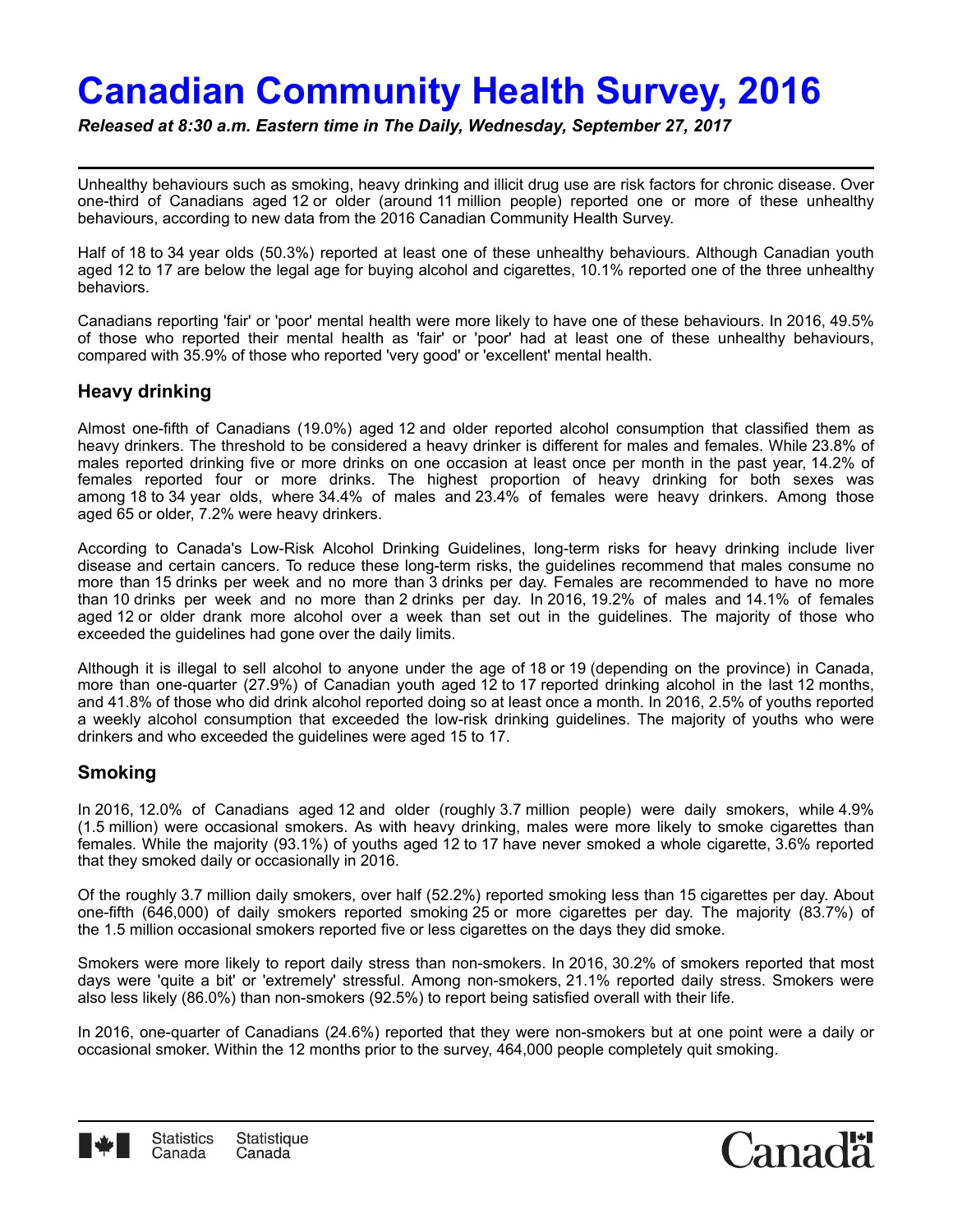# Canadian Community Health Survey, 2016

***Released at 8:30 a.m. Eastern time in The Daily, Wednesday, September 27, 2017***

Unhealthy behaviours such as smoking, heavy drinking and illicit drug use are risk factors for chronic disease. Over one-third of Canadians aged 12 or older (around 11 million people) reported one or more of these unhealthy behaviours, according to new data from the 2016 Canadian Community Health Survey.

Half of 18 to 34 year olds (50.3%) reported at least one of these unhealthy behaviours. Although Canadian youth aged 12 to 17 are below the legal age for buying alcohol and cigarettes, 10.1% reported one of the three unhealthy behaviors.

Canadians reporting 'fair' or 'poor' mental health were more likely to have one of these behaviours. In 2016, 49.5% of those who reported their mental health as 'fair' or 'poor' had at least one of these unhealthy behaviours, compared with 35.9% of those who reported 'very good' or 'excellent' mental health.

## Heavy drinking

Almost one-fifth of Canadians (19.0%) aged 12 and older reported alcohol consumption that classified them as heavy drinkers. The threshold to be considered a heavy drinker is different for males and females. While 23.8% of males reported drinking five or more drinks on one occasion at least once per month in the past year, 14.2% of females reported four or more drinks. The highest proportion of heavy drinking for both sexes was among 18 to 34 year olds, where 34.4% of males and 23.4% of females were heavy drinkers. Among those aged 65 or older, 7.2% were heavy drinkers.

According to Canada's Low-Risk Alcohol Drinking Guidelines, long-term risks for heavy drinking include liver disease and certain cancers. To reduce these long-term risks, the guidelines recommend that males consume no more than 15 drinks per week and no more than 3 drinks per day. Females are recommended to have no more than 10 drinks per week and no more than 2 drinks per day. In 2016, 19.2% of males and 14.1% of females aged 12 or older drank more alcohol over a week than set out in the guidelines. The majority of those who exceeded the guidelines had gone over the daily limits.

Although it is illegal to sell alcohol to anyone under the age of 18 or 19 (depending on the province) in Canada, more than one-quarter (27.9%) of Canadian youth aged 12 to 17 reported drinking alcohol in the last 12 months, and 41.8% of those who did drink alcohol reported doing so at least once a month. In 2016, 2.5% of youths reported a weekly alcohol consumption that exceeded the low-risk drinking guidelines. The majority of youths who were drinkers and who exceeded the guidelines were aged 15 to 17.

## Smoking

In 2016, 12.0% of Canadians aged 12 and older (roughly 3.7 million people) were daily smokers, while 4.9% (1.5 million) were occasional smokers. As with heavy drinking, males were more likely to smoke cigarettes than females. While the majority (93.1%) of youths aged 12 to 17 have never smoked a whole cigarette, 3.6% reported that they smoked daily or occasionally in 2016.

Of the roughly 3.7 million daily smokers, over half (52.2%) reported smoking less than 15 cigarettes per day. About one-fifth (646,000) of daily smokers reported smoking 25 or more cigarettes per day. The majority (83.7%) of the 1.5 million occasional smokers reported five or less cigarettes on the days they did smoke.

Smokers were more likely to report daily stress than non-smokers. In 2016, 30.2% of smokers reported that most days were 'quite a bit' or 'extremely' stressful. Among non-smokers, 21.1% reported daily stress. Smokers were also less likely (86.0%) than non-smokers (92.5%) to report being satisfied overall with their life.

In 2016, one-quarter of Canadians (24.6%) reported that they were non-smokers but at one point were a daily or occasional smoker. Within the 12 months prior to the survey, 464,000 people completely quit smoking.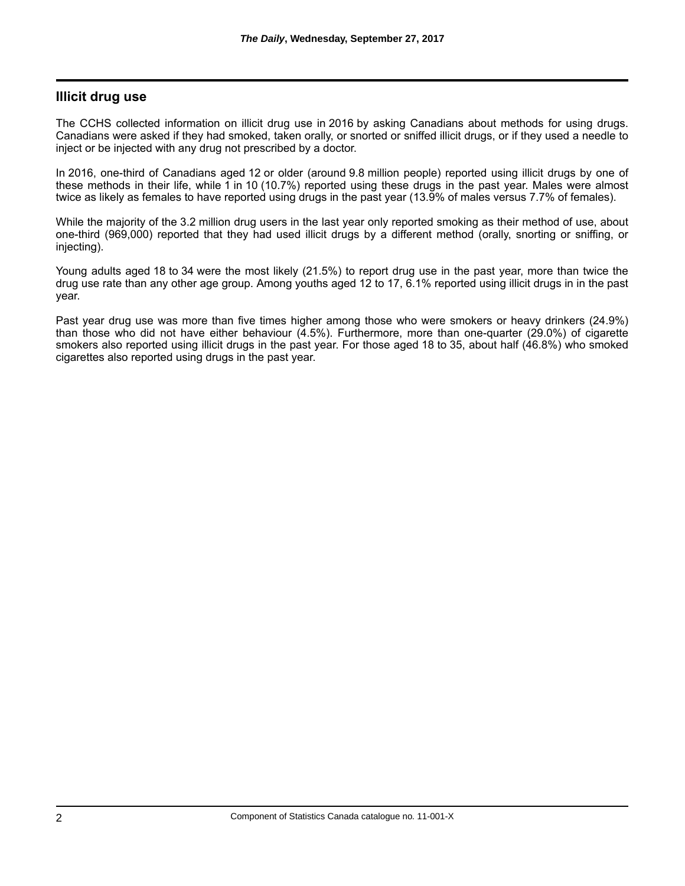## Illicit drug use

The CCHS collected information on illicit drug use in 2016 by asking Canadians about methods for using drugs. Canadians were asked if they had smoked, taken orally, or snorted or sniffed illicit drugs, or if they used a needle to inject or be injected with any drug not prescribed by a doctor.

In 2016, one-third of Canadians aged 12 or older (around 9.8 million people) reported using illicit drugs by one of these methods in their life, while 1 in 10 (10.7%) reported using these drugs in the past year. Males were almost twice as likely as females to have reported using drugs in the past year (13.9% of males versus 7.7% of females).

While the majority of the 3.2 million drug users in the last year only reported smoking as their method of use, about one-third (969,000) reported that they had used illicit drugs by a different method (orally, snorting or sniffing, or injecting).

Young adults aged 18 to 34 were the most likely (21.5%) to report drug use in the past year, more than twice the drug use rate than any other age group. Among youths aged 12 to 17, 6.1% reported using illicit drugs in in the past year.

Past year drug use was more than five times higher among those who were smokers or heavy drinkers (24.9%) than those who did not have either behaviour (4.5%). Furthermore, more than one-quarter (29.0%) of cigarette smokers also reported using illicit drugs in the past year. For those aged 18 to 35, about half (46.8%) who smoked cigarettes also reported using drugs in the past year.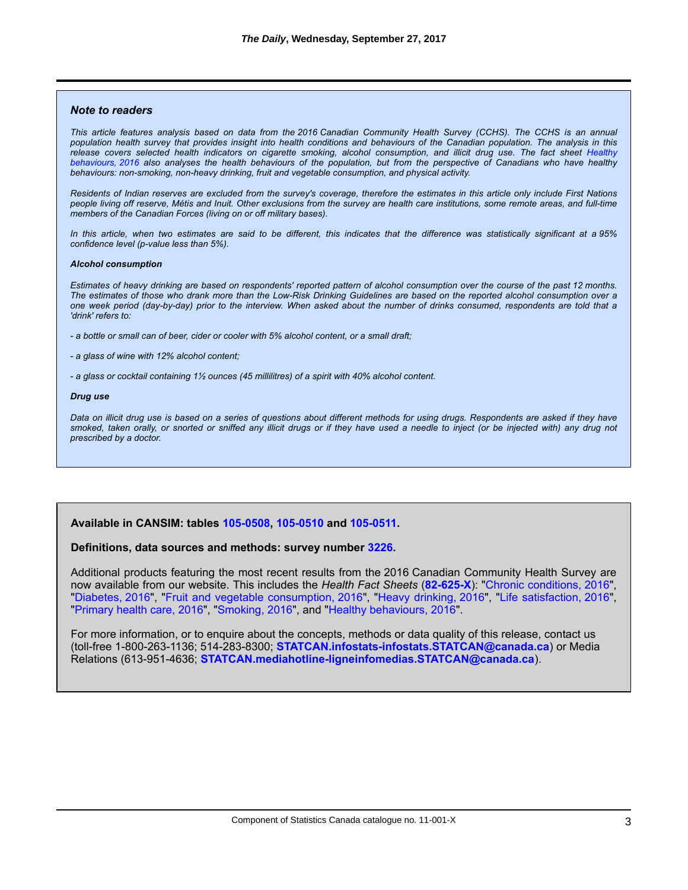### *Note to readers*

*This article features analysis based on data from the 2016 Canadian Community Health Survey (CCHS). The CCHS is an annual population health survey that provides insight into health conditions and behaviours of the Canadian population. The analysis in this release covers selected health indicators on cigarette smoking, alcohol consumption, and illicit drug use. The fact sheet Healthy behaviours, 2016 also analyses the health behaviours of the population, but from the perspective of Canadians who have healthy behaviours: non-smoking, non-heavy drinking, fruit and vegetable consumption, and physical activity.*

*Residents of Indian reserves are excluded from the survey's coverage, therefore the estimates in this article only include First Nations people living off reserve, Métis and Inuit. Other exclusions from the survey are health care institutions, some remote areas, and full-time members of the Canadian Forces (living on or off military bases).*

*In this article, when two estimates are said to be different, this indicates that the difference was statistically significant at a 95% confidence level (p-value less than 5%).*

#### *Alcohol consumption*

*Estimates of heavy drinking are based on respondents' reported pattern of alcohol consumption over the course of the past 12 months. The estimates of those who drank more than the Low-Risk Drinking Guidelines are based on the reported alcohol consumption over a one week period (day-by-day) prior to the interview. When asked about the number of drinks consumed, respondents are told that a 'drink' refers to:*

*- a bottle or small can of beer, cider or cooler with 5% alcohol content, or a small draft;*

*- a glass of wine with 12% alcohol content;*

*- a glass or cocktail containing 1½ ounces (45 millilitres) of a spirit with 40% alcohol content.*

#### *Drug use*

*Data on illicit drug use is based on a series of questions about different methods for using drugs. Respondents are asked if they have smoked, taken orally, or snorted or sniffed any illicit drugs or if they have used a needle to inject (or be injected with) any drug not prescribed by a doctor.*

**Available in CANSIM: tables 105-0508, 105-0510 and 105-0511.**

**Definitions, data sources and methods: survey number 3226.**

Additional products featuring the most recent results from the 2016 Canadian Community Health Survey are now available from our website. This includes the *Health Fact Sheets* (**82-625-X**): "Chronic conditions, 2016", "Diabetes, 2016", "Fruit and vegetable consumption, 2016", "Heavy drinking, 2016", "Life satisfaction, 2016", "Primary health care, 2016", "Smoking, 2016", and "Healthy behaviours, 2016".

For more information, or to enquire about the concepts, methods or data quality of this release, contact us (toll-free 1-800-263-1136; 514-283-8300; **STATCAN.infostats-infostats.STATCAN@canada.ca**) or Media Relations (613-951-4636; **STATCAN.mediahotline-ligneinfomedias.STATCAN@canada.ca**).